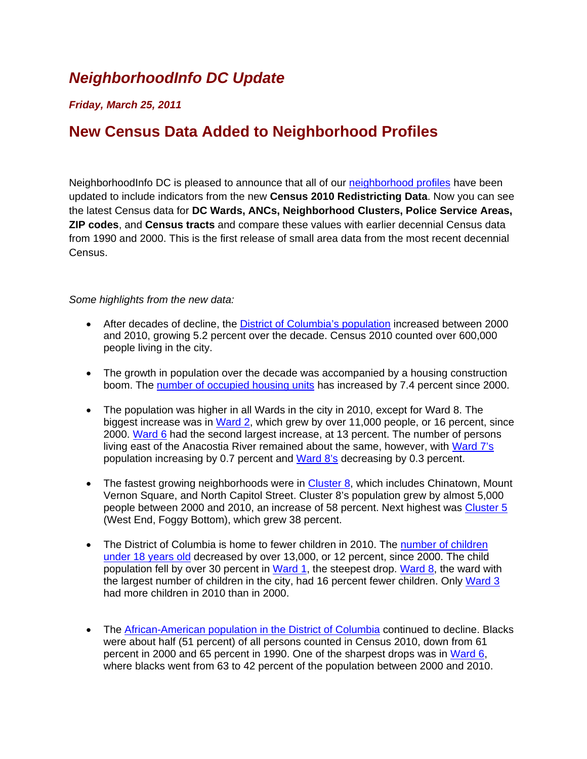# *NeighborhoodInfo DC Update*

***Friday, March 25, 2011***

## New Census Data Added to Neighborhood Profiles

NeighborhoodInfo DC is pleased to announce that all of our neighborhood profiles have been updated to include indicators from the new **Census 2010 Redistricting Data**. Now you can see the latest Census data for **DC Wards, ANCs, Neighborhood Clusters, Police Service Areas, ZIP codes**, and **Census tracts** and compare these values with earlier decennial Census data from 1990 and 2000. This is the first release of small area data from the most recent decennial Census.

*Some highlights from the new data:*

- After decades of decline, the District of Columbia's population increased between 2000 and 2010, growing 5.2 percent over the decade. Census 2010 counted over 600,000 people living in the city.

- The growth in population over the decade was accompanied by a housing construction boom. The number of occupied housing units has increased by 7.4 percent since 2000.

- The population was higher in all Wards in the city in 2010, except for Ward 8. The biggest increase was in Ward 2, which grew by over 11,000 people, or 16 percent, since 2000. Ward 6 had the second largest increase, at 13 percent. The number of persons living east of the Anacostia River remained about the same, however, with Ward 7's population increasing by 0.7 percent and Ward 8's decreasing by 0.3 percent.

- The fastest growing neighborhoods were in Cluster 8, which includes Chinatown, Mount Vernon Square, and North Capitol Street. Cluster 8's population grew by almost 5,000 people between 2000 and 2010, an increase of 58 percent. Next highest was Cluster 5 (West End, Foggy Bottom), which grew 38 percent.

- The District of Columbia is home to fewer children in 2010. The number of children under 18 years old decreased by over 13,000, or 12 percent, since 2000. The child population fell by over 30 percent in Ward 1, the steepest drop. Ward 8, the ward with the largest number of children in the city, had 16 percent fewer children. Only Ward 3 had more children in 2010 than in 2000.

- The African-American population in the District of Columbia continued to decline. Blacks were about half (51 percent) of all persons counted in Census 2010, down from 61 percent in 2000 and 65 percent in 1990. One of the sharpest drops was in Ward 6, where blacks went from 63 to 42 percent of the population between 2000 and 2010.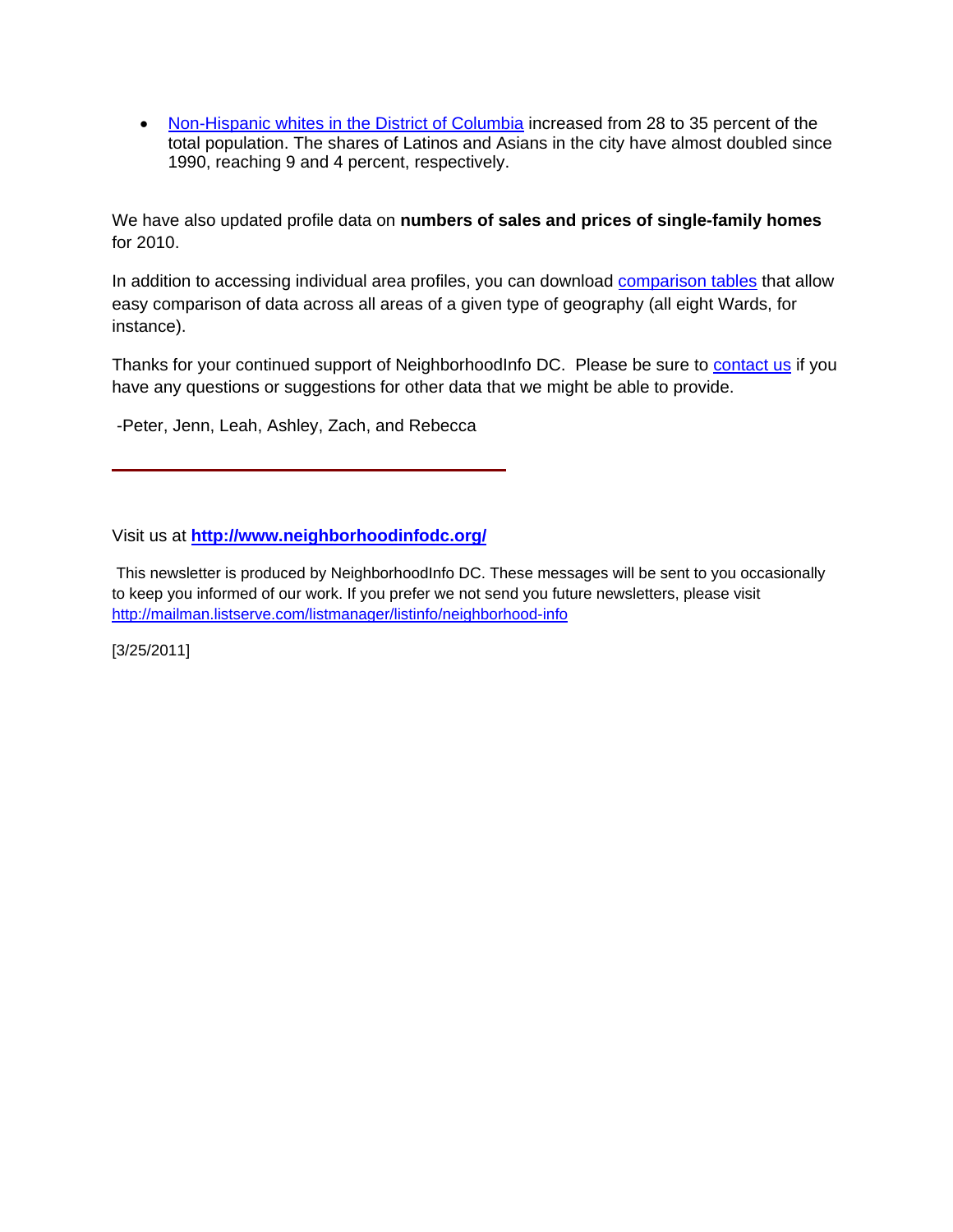- Non-Hispanic whites in the District of Columbia increased from 28 to 35 percent of the total population. The shares of Latinos and Asians in the city have almost doubled since 1990, reaching 9 and 4 percent, respectively.

We have also updated profile data on **numbers of sales and prices of single-family homes** for 2010.

In addition to accessing individual area profiles, you can download comparison tables that allow easy comparison of data across all areas of a given type of geography (all eight Wards, for instance).

Thanks for your continued support of NeighborhoodInfo DC. Please be sure to contact us if you have any questions or suggestions for other data that we might be able to provide.

-Peter, Jenn, Leah, Ashley, Zach, and Rebecca

---

Visit us at **http://www.neighborhoodinfodc.org/**

This newsletter is produced by NeighborhoodInfo DC. These messages will be sent to you occasionally to keep you informed of our work. If you prefer we not send you future newsletters, please visit http://mailman.listserve.com/listmanager/listinfo/neighborhood-info

[3/25/2011]